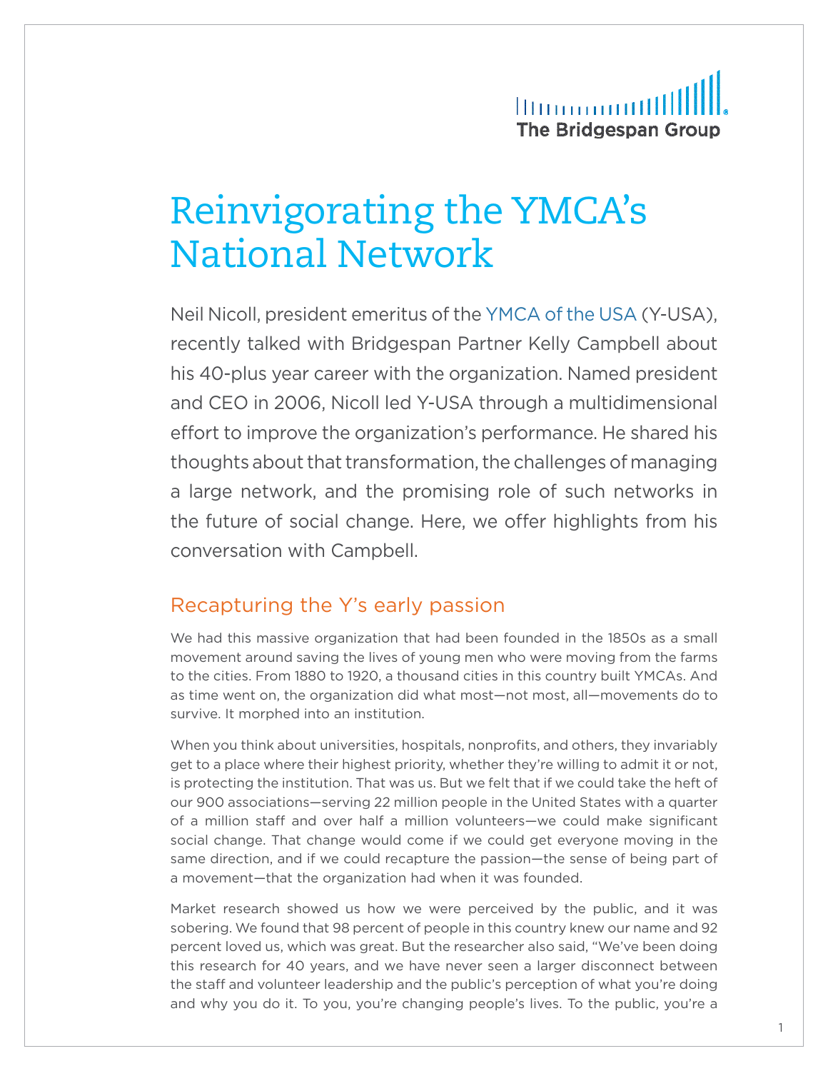# Reinvigorating the YMCA's National Network

Neil Nicoll, president emeritus of the YMCA of the USA (Y-USA), recently talked with Bridgespan Partner Kelly Campbell about his 40-plus year career with the organization. Named president and CEO in 2006, Nicoll led Y-USA through a multidimensional effort to improve the organization's performance. He shared his thoughts about that transformation, the challenges of managing a large network, and the promising role of such networks in the future of social change. Here, we offer highlights from his conversation with Campbell.

## Recapturing the Y's early passion

We had this massive organization that had been founded in the 1850s as a small movement around saving the lives of young men who were moving from the farms to the cities. From 1880 to 1920, a thousand cities in this country built YMCAs. And as time went on, the organization did what most—not most, all—movements do to survive. It morphed into an institution.

When you think about universities, hospitals, nonprofits, and others, they invariably get to a place where their highest priority, whether they're willing to admit it or not, is protecting the institution. That was us. But we felt that if we could take the heft of our 900 associations—serving 22 million people in the United States with a quarter of a million staff and over half a million volunteers—we could make significant social change. That change would come if we could get everyone moving in the same direction, and if we could recapture the passion—the sense of being part of a movement—that the organization had when it was founded.

Market research showed us how we were perceived by the public, and it was sobering. We found that 98 percent of people in this country knew our name and 92 percent loved us, which was great. But the researcher also said, "We've been doing this research for 40 years, and we have never seen a larger disconnect between the staff and volunteer leadership and the public's perception of what you're doing and why you do it. To you, you're changing people's lives. To the public, you're a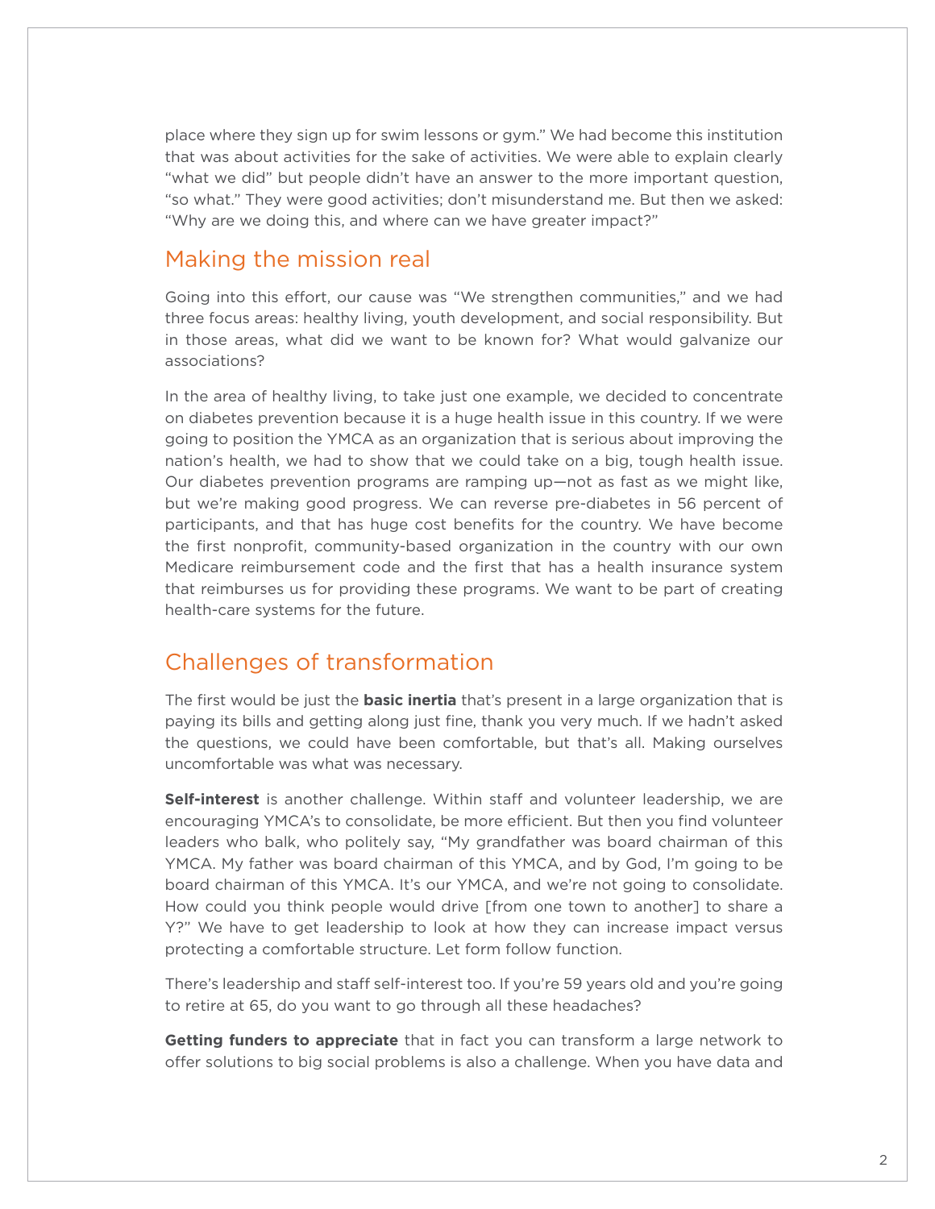place where they sign up for swim lessons or gym." We had become this institution that was about activities for the sake of activities. We were able to explain clearly "what we did" but people didn't have an answer to the more important question, "so what." They were good activities; don't misunderstand me. But then we asked: "Why are we doing this, and where can we have greater impact?"

## Making the mission real

Going into this effort, our cause was "We strengthen communities," and we had three focus areas: healthy living, youth development, and social responsibility. But in those areas, what did we want to be known for? What would galvanize our associations?

In the area of healthy living, to take just one example, we decided to concentrate on diabetes prevention because it is a huge health issue in this country. If we were going to position the YMCA as an organization that is serious about improving the nation's health, we had to show that we could take on a big, tough health issue. Our diabetes prevention programs are ramping up—not as fast as we might like, but we're making good progress. We can reverse pre-diabetes in 56 percent of participants, and that has huge cost benefits for the country. We have become the first nonprofit, community-based organization in the country with our own Medicare reimbursement code and the first that has a health insurance system that reimburses us for providing these programs. We want to be part of creating health-care systems for the future.

## Challenges of transformation

The first would be just the **basic inertia** that's present in a large organization that is paying its bills and getting along just fine, thank you very much. If we hadn't asked the questions, we could have been comfortable, but that's all. Making ourselves uncomfortable was what was necessary.

**Self-interest** is another challenge. Within staff and volunteer leadership, we are encouraging YMCA's to consolidate, be more efficient. But then you find volunteer leaders who balk, who politely say, "My grandfather was board chairman of this YMCA. My father was board chairman of this YMCA, and by God, I'm going to be board chairman of this YMCA. It's our YMCA, and we're not going to consolidate. How could you think people would drive [from one town to another] to share a Y?" We have to get leadership to look at how they can increase impact versus protecting a comfortable structure. Let form follow function.

There's leadership and staff self-interest too. If you're 59 years old and you're going to retire at 65, do you want to go through all these headaches?

**Getting funders to appreciate** that in fact you can transform a large network to offer solutions to big social problems is also a challenge. When you have data and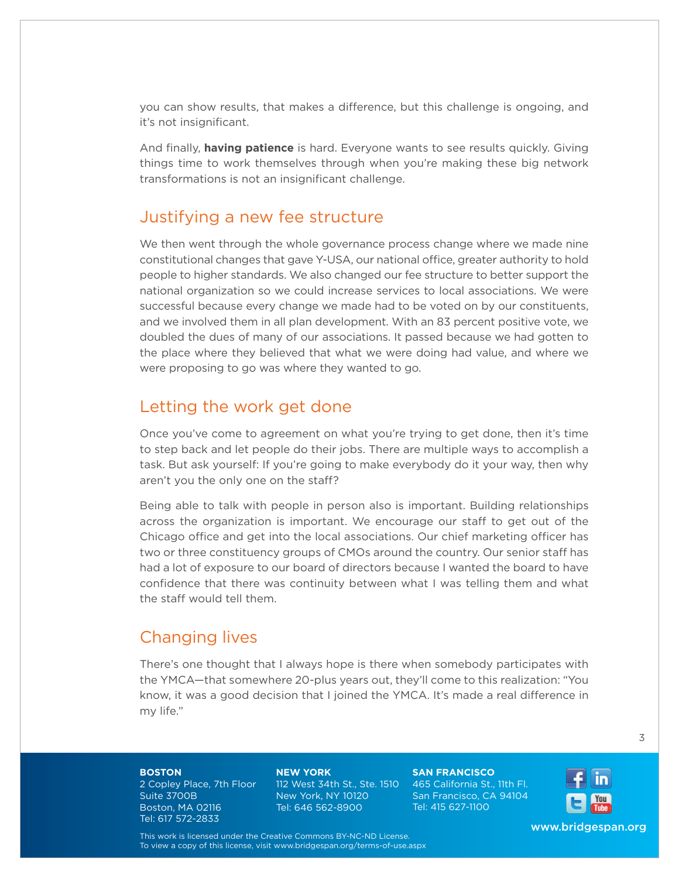you can show results, that makes a difference, but this challenge is ongoing, and it's not insignificant.

And finally, **having patience** is hard. Everyone wants to see results quickly. Giving things time to work themselves through when you're making these big network transformations is not an insignificant challenge.

## Justifying a new fee structure

We then went through the whole governance process change where we made nine constitutional changes that gave Y-USA, our national office, greater authority to hold people to higher standards. We also changed our fee structure to better support the national organization so we could increase services to local associations. We were successful because every change we made had to be voted on by our constituents, and we involved them in all plan development. With an 83 percent positive vote, we doubled the dues of many of our associations. It passed because we had gotten to the place where they believed that what we were doing had value, and where we were proposing to go was where they wanted to go.

## Letting the work get done

Once you've come to agreement on what you're trying to get done, then it's time to step back and let people do their jobs. There are multiple ways to accomplish a task. But ask yourself: If you're going to make everybody do it your way, then why aren't you the only one on the staff?

Being able to talk with people in person also is important. Building relationships across the organization is important. We encourage our staff to get out of the Chicago office and get into the local associations. Our chief marketing officer has two or three constituency groups of CMOs around the country. Our senior staff has had a lot of exposure to our board of directors because I wanted the board to have confidence that there was continuity between what I was telling them and what the staff would tell them.

## Changing lives

There's one thought that I always hope is there when somebody participates with the YMCA—that somewhere 20-plus years out, they'll come to this realization: "You know, it was a good decision that I joined the YMCA. It's made a real difference in my life."

**BOSTON**
2 Copley Place, 7th Floor
Suite 3700B
Boston, MA 02116
Tel: 617 572-2833

**NEW YORK**
112 West 34th St., Ste. 1510
New York, NY 10120
Tel: 646 562-8900

**SAN FRANCISCO**
465 California St., 11th Fl.
San Francisco, CA 94104
Tel: 415 627-1100

www.bridgespan.org

This work is licensed under the Creative Commons BY-NC-ND License.
To view a copy of this license, visit www.bridgespan.org/terms-of-use.aspx